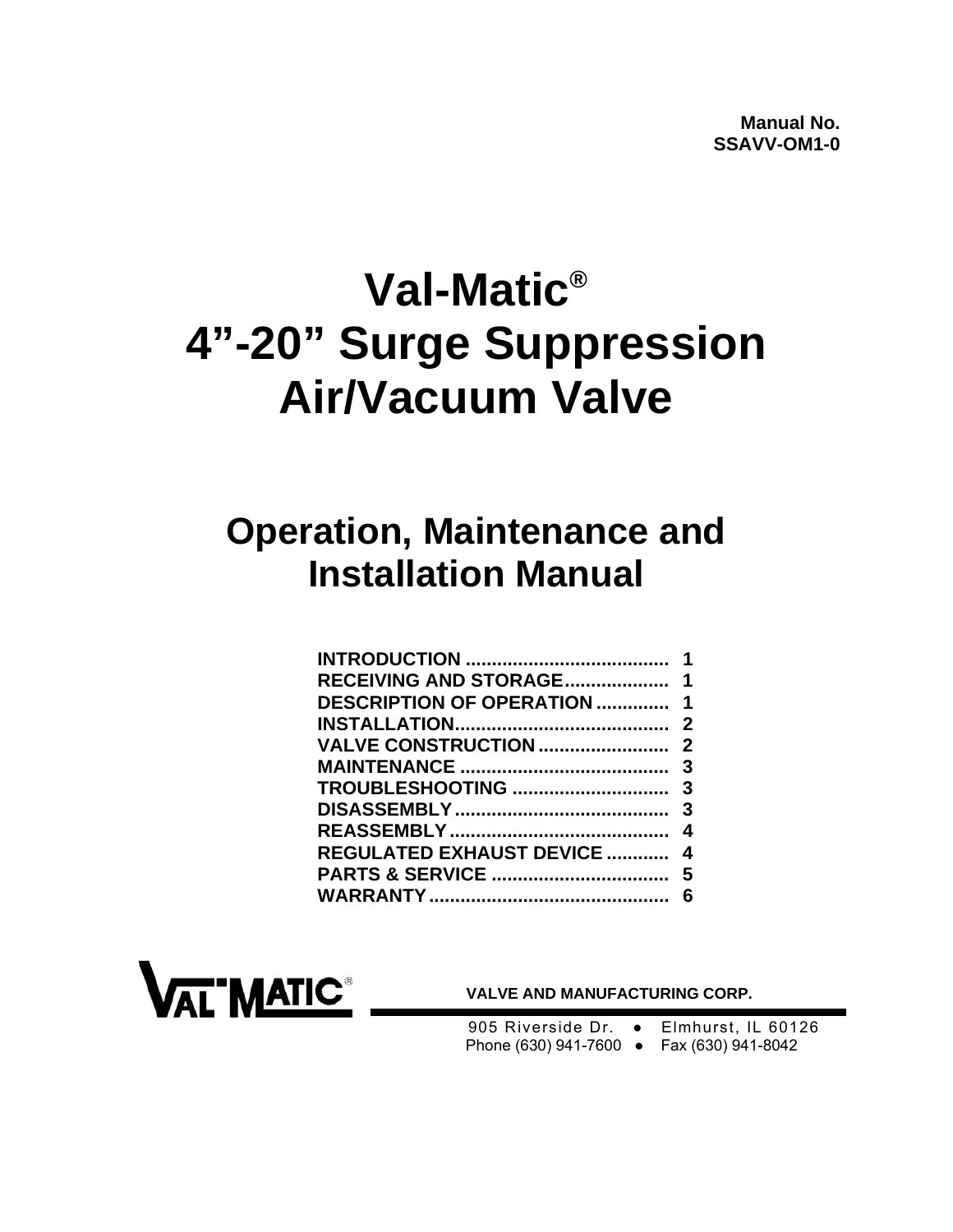**Manual No.**
**SSAVV-OM1-0**

# Val-Matic®
# 4"-20" Surge Suppression Air/Vacuum Valve

## Operation, Maintenance and Installation Manual

| | |
|---|---|
| **INTRODUCTION** | **1** |
| **RECEIVING AND STORAGE** | **1** |
| **DESCRIPTION OF OPERATION** | **1** |
| **INSTALLATION** | **2** |
| **VALVE CONSTRUCTION** | **2** |
| **MAINTENANCE** | **3** |
| **TROUBLESHOOTING** | **3** |
| **DISASSEMBLY** | **3** |
| **REASSEMBLY** | **4** |
| **REGULATED EXHAUST DEVICE** | **4** |
| **PARTS & SERVICE** | **5** |
| **WARRANTY** | **6** |

**VAL-MATIC® VALVE AND MANUFACTURING CORP.**

905 Riverside Dr. ● Elmhurst, IL 60126
Phone (630) 941-7600 ● Fax (630) 941-8042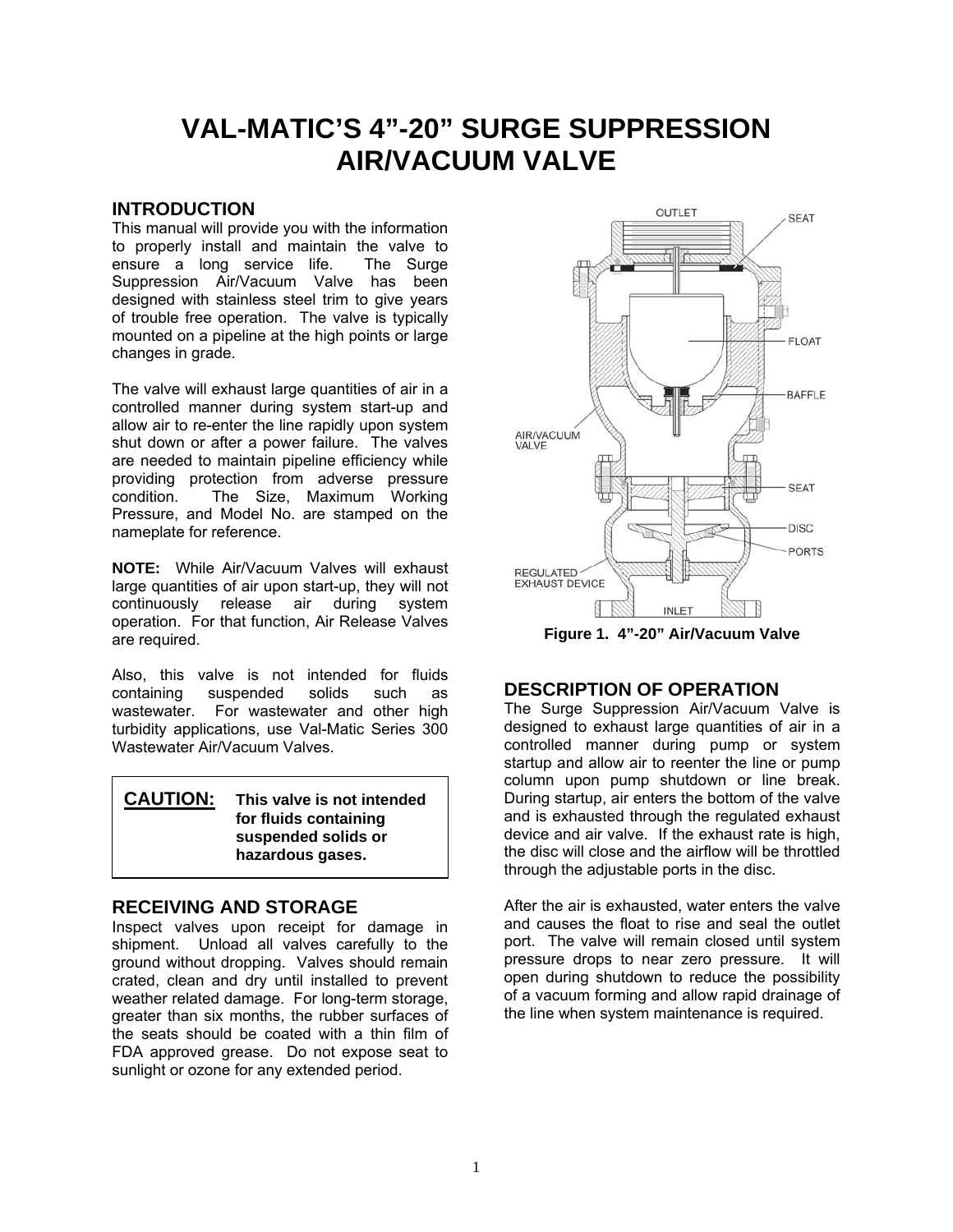# VAL-MATIC'S 4"-20" SURGE SUPPRESSION AIR/VACUUM VALVE

## INTRODUCTION

This manual will provide you with the information to properly install and maintain the valve to ensure a long service life. The Surge Suppression Air/Vacuum Valve has been designed with stainless steel trim to give years of trouble free operation. The valve is typically mounted on a pipeline at the high points or large changes in grade.

The valve will exhaust large quantities of air in a controlled manner during system start-up and allow air to re-enter the line rapidly upon system shut down or after a power failure. The valves are needed to maintain pipeline efficiency while providing protection from adverse pressure condition. The Size, Maximum Working Pressure, and Model No. are stamped on the nameplate for reference.

**NOTE:** While Air/Vacuum Valves will exhaust large quantities of air upon start-up, they will not continuously release air during system operation. For that function, Air Release Valves are required.

Also, this valve is not intended for fluids containing suspended solids such as wastewater. For wastewater and other high turbidity applications, use Val-Matic Series 300 Wastewater Air/Vacuum Valves.

**CAUTION:** **This valve is not intended for fluids containing suspended solids or hazardous gases.**

## RECEIVING AND STORAGE

Inspect valves upon receipt for damage in shipment. Unload all valves carefully to the ground without dropping. Valves should remain crated, clean and dry until installed to prevent weather related damage. For long-term storage, greater than six months, the rubber surfaces of the seats should be coated with a thin film of FDA approved grease. Do not expose seat to sunlight or ozone for any extended period.

OUTLET, SEAT, FLOAT, BAFFLE, AIR/VACUUM VALVE, SEAT, DISC, PORTS, REGULATED EXHAUST DEVICE, INLET

**Figure 1. 4"-20" Air/Vacuum Valve**

## DESCRIPTION OF OPERATION

The Surge Suppression Air/Vacuum Valve is designed to exhaust large quantities of air in a controlled manner during pump or system startup and allow air to reenter the line or pump column upon pump shutdown or line break. During startup, air enters the bottom of the valve and is exhausted through the regulated exhaust device and air valve. If the exhaust rate is high, the disc will close and the airflow will be throttled through the adjustable ports in the disc.

After the air is exhausted, water enters the valve and causes the float to rise and seal the outlet port. The valve will remain closed until system pressure drops to near zero pressure. It will open during shutdown to reduce the possibility of a vacuum forming and allow rapid drainage of the line when system maintenance is required.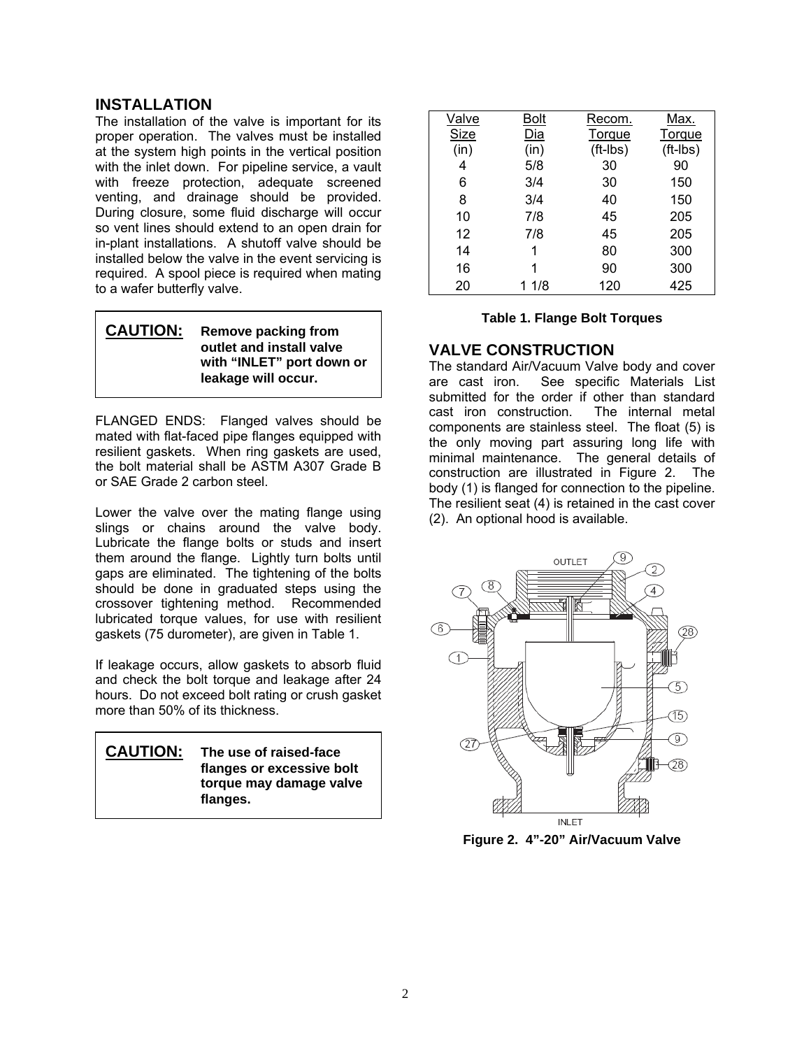## INSTALLATION

The installation of the valve is important for its proper operation. The valves must be installed at the system high points in the vertical position with the inlet down. For pipeline service, a vault with freeze protection, adequate screened venting, and drainage should be provided. During closure, some fluid discharge will occur so vent lines should extend to an open drain for in-plant installations. A shutoff valve should be installed below the valve in the event servicing is required. A spool piece is required when mating to a wafer butterfly valve.

> **CAUTION:** **Remove packing from outlet and install valve with "INLET" port down or leakage will occur.**

FLANGED ENDS: Flanged valves should be mated with flat-faced pipe flanges equipped with resilient gaskets. When ring gaskets are used, the bolt material shall be ASTM A307 Grade B or SAE Grade 2 carbon steel.

Lower the valve over the mating flange using slings or chains around the valve body. Lubricate the flange bolts or studs and insert them around the flange. Lightly turn bolts until gaps are eliminated. The tightening of the bolts should be done in graduated steps using the crossover tightening method. Recommended lubricated torque values, for use with resilient gaskets (75 durometer), are given in Table 1.

If leakage occurs, allow gaskets to absorb fluid and check the bolt torque and leakage after 24 hours. Do not exceed bolt rating or crush gasket more than 50% of its thickness.

> **CAUTION:** **The use of raised-face flanges or excessive bolt torque may damage valve flanges.**

| Valve Size (in) | Bolt Dia (in) | Recom. Torque (ft-lbs) | Max. Torque (ft-lbs) |
|---|---|---|---|
| 4 | 5/8 | 30 | 90 |
| 6 | 3/4 | 30 | 150 |
| 8 | 3/4 | 40 | 150 |
| 10 | 7/8 | 45 | 205 |
| 12 | 7/8 | 45 | 205 |
| 14 | 1 | 80 | 300 |
| 16 | 1 | 90 | 300 |
| 20 | 1 1/8 | 120 | 425 |

**Table 1. Flange Bolt Torques**

## VALVE CONSTRUCTION

The standard Air/Vacuum Valve body and cover are cast iron. See specific Materials List submitted for the order if other than standard cast iron construction. The internal metal components are stainless steel. The float (5) is the only moving part assuring long life with minimal maintenance. The general details of construction are illustrated in Figure 2. The body (1) is flanged for connection to the pipeline. The resilient seat (4) is retained in the cast cover (2). An optional hood is available.

**Figure 2. 4"-20" Air/Vacuum Valve**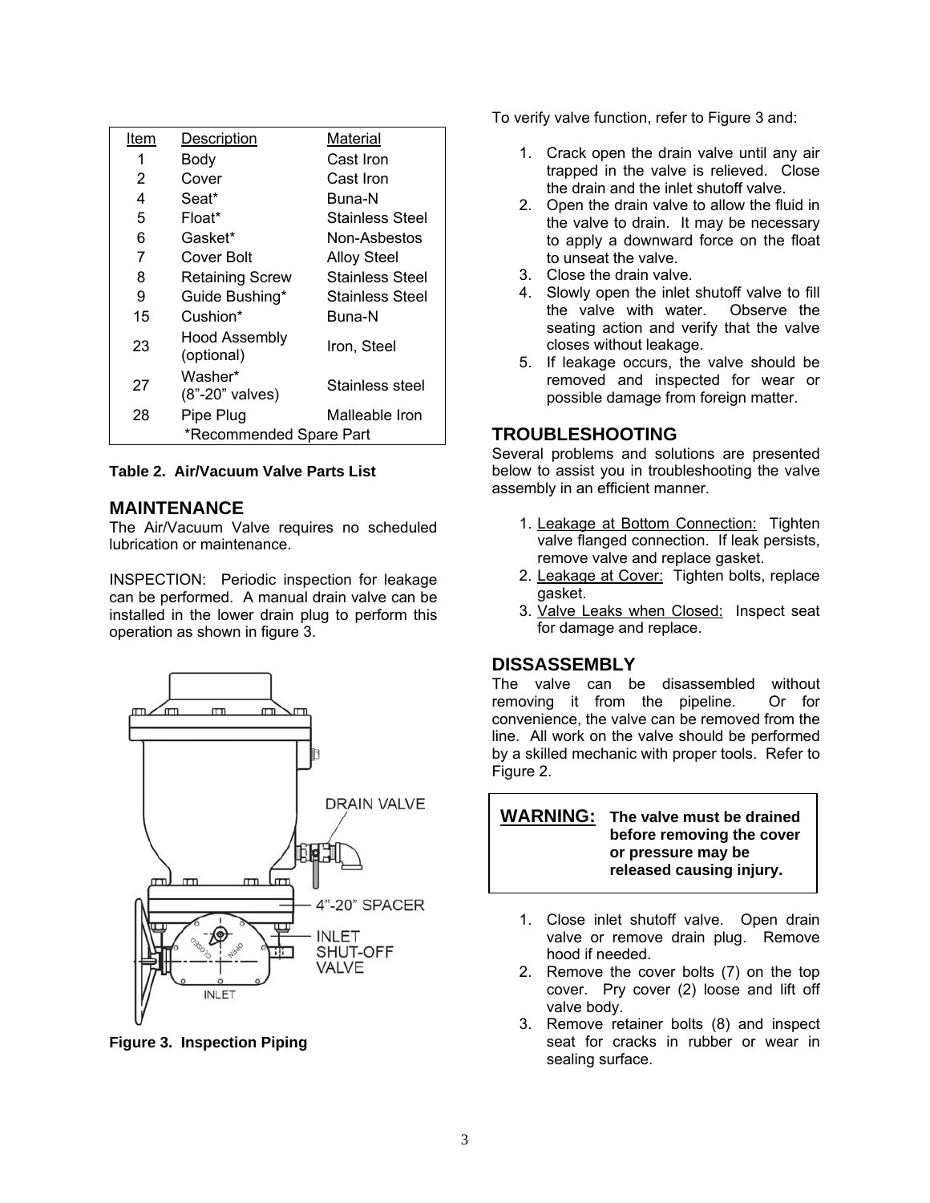| Item | Description | Material |
|---|---|---|
| 1 | Body | Cast Iron |
| 2 | Cover | Cast Iron |
| 4 | Seat* | Buna-N |
| 5 | Float* | Stainless Steel |
| 6 | Gasket* | Non-Asbestos |
| 7 | Cover Bolt | Alloy Steel |
| 8 | Retaining Screw | Stainless Steel |
| 9 | Guide Bushing* | Stainless Steel |
| 15 | Cushion* | Buna-N |
| 23 | Hood Assembly (optional) | Iron, Steel |
| 27 | Washer* (8"-20" valves) | Stainless steel |
| 28 | Pipe Plug | Malleable Iron |
| | *Recommended Spare Part | |

**Table 2. Air/Vacuum Valve Parts List**

## MAINTENANCE

The Air/Vacuum Valve requires no scheduled lubrication or maintenance.

INSPECTION: Periodic inspection for leakage can be performed. A manual drain valve can be installed in the lower drain plug to perform this operation as shown in figure 3.

**Figure 3. Inspection Piping**

To verify valve function, refer to Figure 3 and:

1. Crack open the drain valve until any air trapped in the valve is relieved. Close the drain and the inlet shutoff valve.
2. Open the drain valve to allow the fluid in the valve to drain. It may be necessary to apply a downward force on the float to unseat the valve.
3. Close the drain valve.
4. Slowly open the inlet shutoff valve to fill the valve with water. Observe the seating action and verify that the valve closes without leakage.
5. If leakage occurs, the valve should be removed and inspected for wear or possible damage from foreign matter.

## TROUBLESHOOTING

Several problems and solutions are presented below to assist you in troubleshooting the valve assembly in an efficient manner.

1. Leakage at Bottom Connection: Tighten valve flanged connection. If leak persists, remove valve and replace gasket.
2. Leakage at Cover: Tighten bolts, replace gasket.
3. Valve Leaks when Closed: Inspect seat for damage and replace.

## DISSASSEMBLY

The valve can be disassembled without removing it from the pipeline. Or for convenience, the valve can be removed from the line. All work on the valve should be performed by a skilled mechanic with proper tools. Refer to Figure 2.

**WARNING: The valve must be drained before removing the cover or pressure may be released causing injury.**

1. Close inlet shutoff valve. Open drain valve or remove drain plug. Remove hood if needed.
2. Remove the cover bolts (7) on the top cover. Pry cover (2) loose and lift off valve body.
3. Remove retainer bolts (8) and inspect seat for cracks in rubber or wear in sealing surface.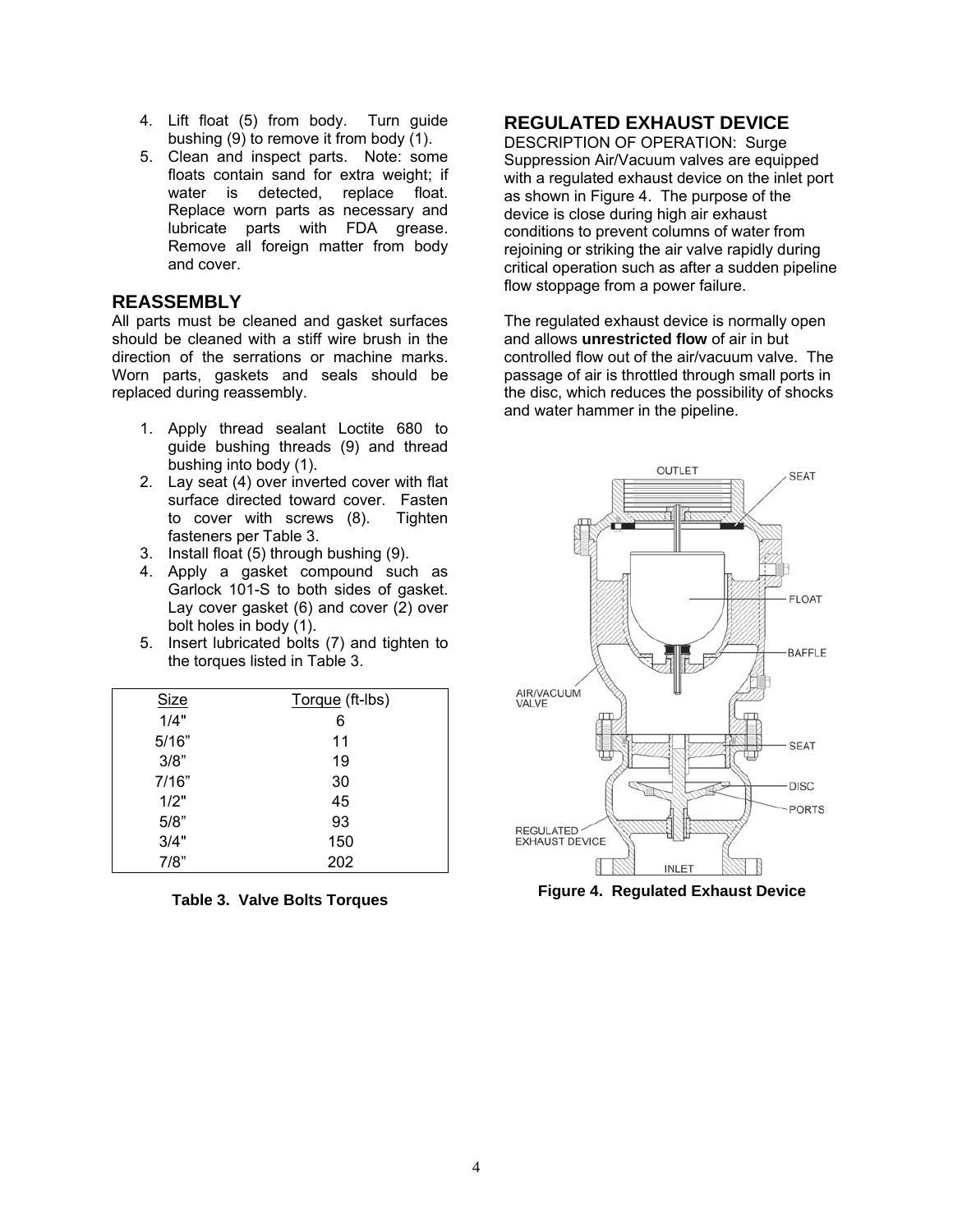4. Lift float (5) from body. Turn guide bushing (9) to remove it from body (1).
5. Clean and inspect parts. Note: some floats contain sand for extra weight; if water is detected, replace float. Replace worn parts as necessary and lubricate parts with FDA grease. Remove all foreign matter from body and cover.

## REASSEMBLY

All parts must be cleaned and gasket surfaces should be cleaned with a stiff wire brush in the direction of the serrations or machine marks. Worn parts, gaskets and seals should be replaced during reassembly.

1. Apply thread sealant Loctite 680 to guide bushing threads (9) and thread bushing into body (1).
2. Lay seat (4) over inverted cover with flat surface directed toward cover. Fasten to cover with screws (8). Tighten fasteners per Table 3.
3. Install float (5) through bushing (9).
4. Apply a gasket compound such as Garlock 101-S to both sides of gasket. Lay cover gasket (6) and cover (2) over bolt holes in body (1).
5. Insert lubricated bolts (7) and tighten to the torques listed in Table 3.

| Size | Torque (ft-lbs) |
|---|---|
| 1/4" | 6 |
| 5/16" | 11 |
| 3/8" | 19 |
| 7/16" | 30 |
| 1/2" | 45 |
| 5/8" | 93 |
| 3/4" | 150 |
| 7/8" | 202 |

**Table 3. Valve Bolts Torques**

## REGULATED EXHAUST DEVICE

DESCRIPTION OF OPERATION: Surge Suppression Air/Vacuum valves are equipped with a regulated exhaust device on the inlet port as shown in Figure 4. The purpose of the device is close during high air exhaust conditions to prevent columns of water from rejoining or striking the air valve rapidly during critical operation such as after a sudden pipeline flow stoppage from a power failure.

The regulated exhaust device is normally open and allows **unrestricted flow** of air in but controlled flow out of the air/vacuum valve. The passage of air is throttled through small ports in the disc, which reduces the possibility of shocks and water hammer in the pipeline.

OUTLET, SEAT, FLOAT, BAFFLE, AIR/VACUUM VALVE, SEAT, DISC, PORTS, REGULATED EXHAUST DEVICE, INLET

**Figure 4. Regulated Exhaust Device**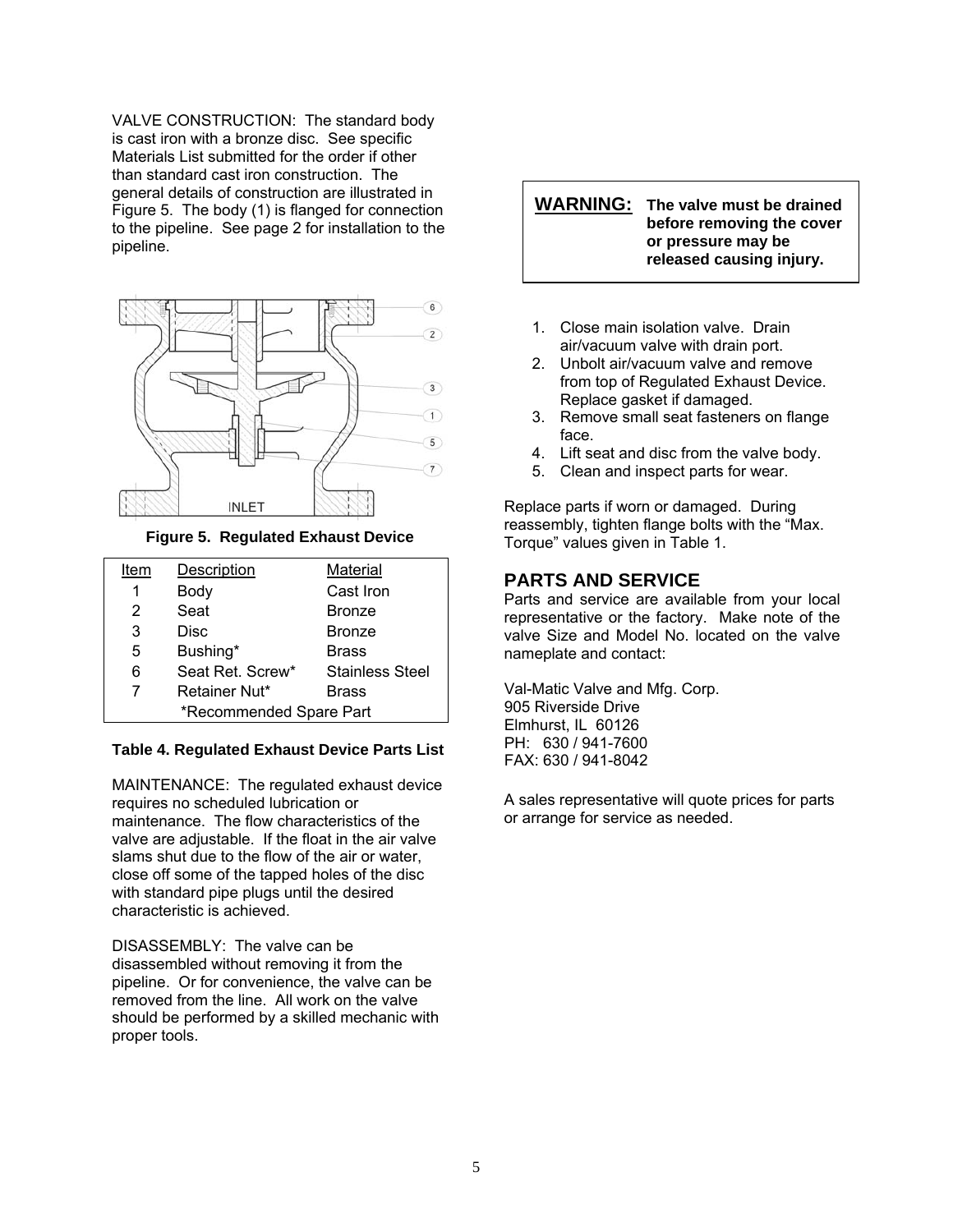VALVE CONSTRUCTION: The standard body is cast iron with a bronze disc. See specific Materials List submitted for the order if other than standard cast iron construction. The general details of construction are illustrated in Figure 5. The body (1) is flanged for connection to the pipeline. See page 2 for installation to the pipeline.

**Figure 5. Regulated Exhaust Device**

| Item | Description | Material |
|---|---|---|
| 1 | Body | Cast Iron |
| 2 | Seat | Bronze |
| 3 | Disc | Bronze |
| 5 | Bushing* | Brass |
| 6 | Seat Ret. Screw* | Stainless Steel |
| 7 | Retainer Nut* | Brass |
| | *Recommended Spare Part | |

**Table 4. Regulated Exhaust Device Parts List**

MAINTENANCE: The regulated exhaust device requires no scheduled lubrication or maintenance. The flow characteristics of the valve are adjustable. If the float in the air valve slams shut due to the flow of the air or water, close off some of the tapped holes of the disc with standard pipe plugs until the desired characteristic is achieved.

DISASSEMBLY: The valve can be disassembled without removing it from the pipeline. Or for convenience, the valve can be removed from the line. All work on the valve should be performed by a skilled mechanic with proper tools.

**WARNING: The valve must be drained before removing the cover or pressure may be released causing injury.**

1. Close main isolation valve. Drain air/vacuum valve with drain port.
2. Unbolt air/vacuum valve and remove from top of Regulated Exhaust Device. Replace gasket if damaged.
3. Remove small seat fasteners on flange face.
4. Lift seat and disc from the valve body.
5. Clean and inspect parts for wear.

Replace parts if worn or damaged. During reassembly, tighten flange bolts with the "Max. Torque" values given in Table 1.

## PARTS AND SERVICE

Parts and service are available from your local representative or the factory. Make note of the valve Size and Model No. located on the valve nameplate and contact:

Val-Matic Valve and Mfg. Corp.
905 Riverside Drive
Elmhurst, IL 60126
PH: 630 / 941-7600
FAX: 630 / 941-8042

A sales representative will quote prices for parts or arrange for service as needed.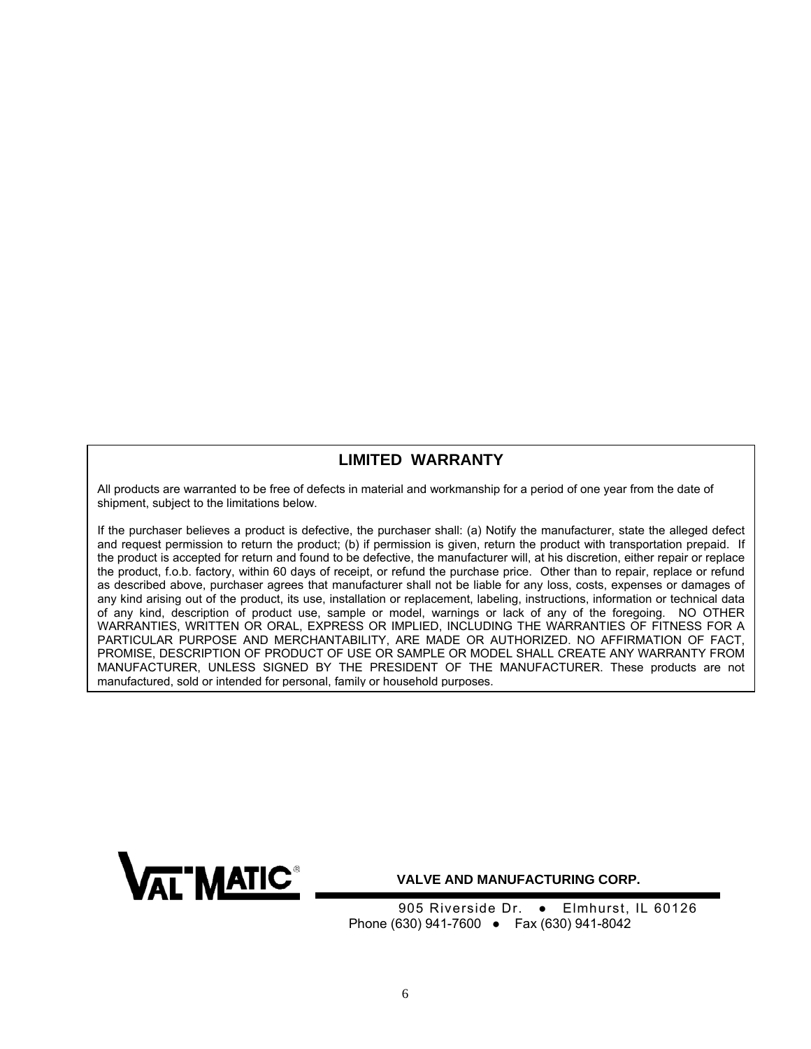## LIMITED WARRANTY

All products are warranted to be free of defects in material and workmanship for a period of one year from the date of shipment, subject to the limitations below.

If the purchaser believes a product is defective, the purchaser shall: (a) Notify the manufacturer, state the alleged defect and request permission to return the product; (b) if permission is given, return the product with transportation prepaid. If the product is accepted for return and found to be defective, the manufacturer will, at his discretion, either repair or replace the product, f.o.b. factory, within 60 days of receipt, or refund the purchase price. Other than to repair, replace or refund as described above, purchaser agrees that manufacturer shall not be liable for any loss, costs, expenses or damages of any kind arising out of the product, its use, installation or replacement, labeling, instructions, information or technical data of any kind, description of product use, sample or model, warnings or lack of any of the foregoing. NO OTHER WARRANTIES, WRITTEN OR ORAL, EXPRESS OR IMPLIED, INCLUDING THE WARRANTIES OF FITNESS FOR A PARTICULAR PURPOSE AND MERCHANTABILITY, ARE MADE OR AUTHORIZED. NO AFFIRMATION OF FACT, PROMISE, DESCRIPTION OF PRODUCT OF USE OR SAMPLE OR MODEL SHALL CREATE ANY WARRANTY FROM MANUFACTURER, UNLESS SIGNED BY THE PRESIDENT OF THE MANUFACTURER. These products are not manufactured, sold or intended for personal, family or household purposes.

VAL-MATIC®

**VALVE AND MANUFACTURING CORP.**

905 Riverside Dr. ● Elmhurst, IL 60126

Phone (630) 941-7600 ● Fax (630) 941-8042